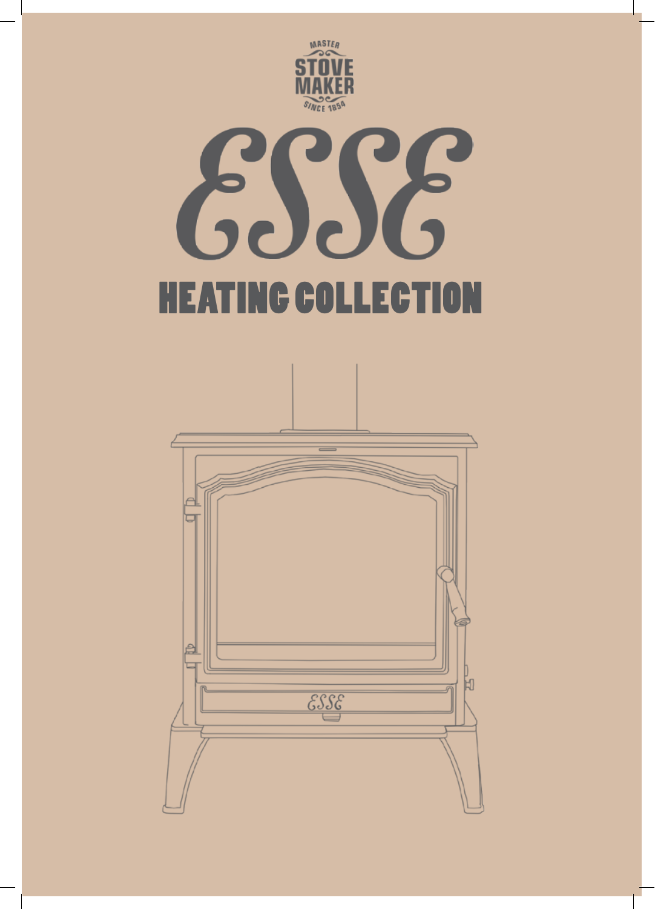MASTER
STOVE
MAKER
SINCE 1854

# ESSE

## HEATING COLLECTION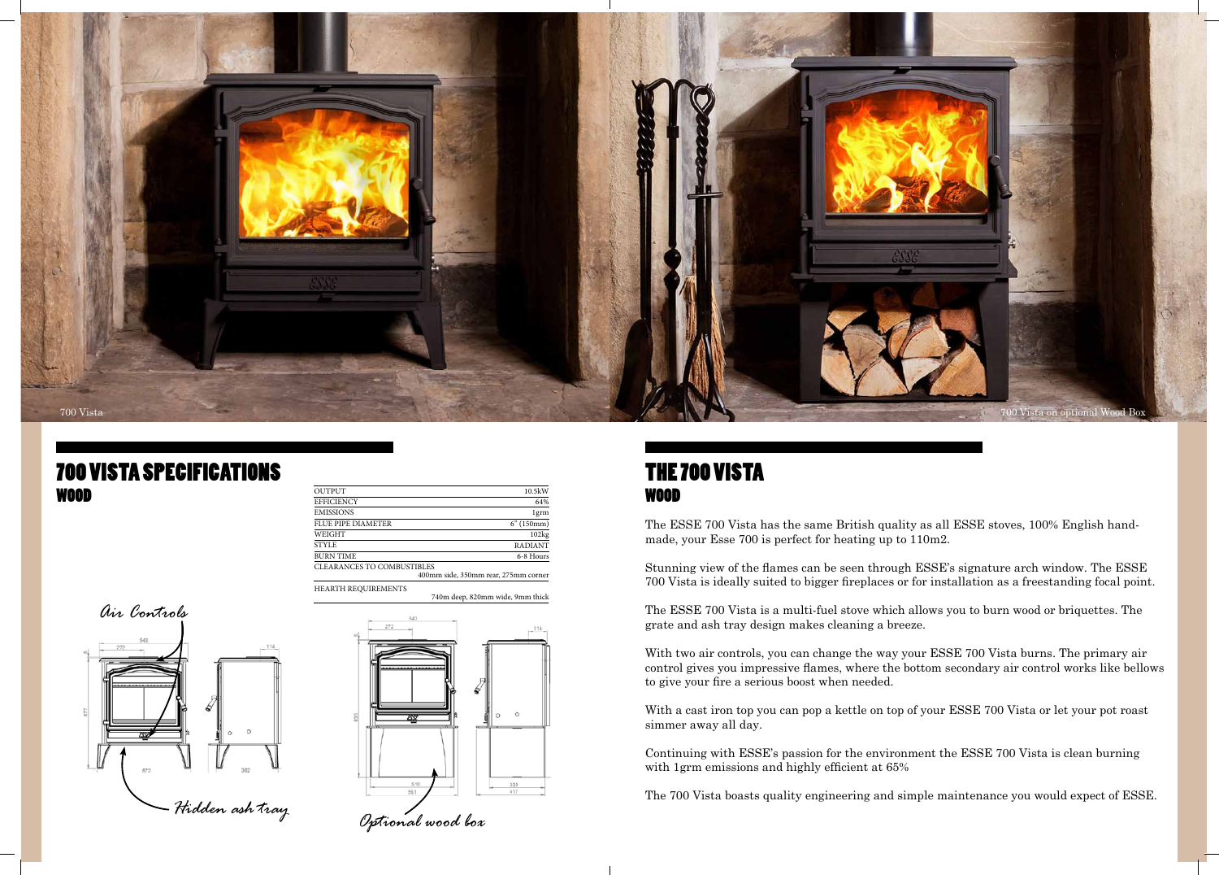700 Vista

700 Vista on optional Wood Box

# 700 VISTA SPECIFICATIONS

## WOOD

| OUTPUT | 10.5kW |
|---|---|
| EFFICIENCY | 64% |
| EMISSIONS | 1grm |
| FLUE PIPE DIAMETER | 6" (150mm) |
| WEIGHT | 102kg |
| STYLE | RADIANT |
| BURN TIME | 6-8 Hours |
| CLEARANCES TO COMBUSTIBLES | 400mm side, 350mm rear, 275mm corner |
| HEARTH REQUIREMENTS | 740m deep, 820mm wide, 9mm thick |

*Air Controls*

*Hidden ash tray*

*Optional wood box*

# THE 700 VISTA

## WOOD

The ESSE 700 Vista has the same British quality as all ESSE stoves, 100% English hand-made, your Esse 700 is perfect for heating up to 110m2.

Stunning view of the flames can be seen through ESSE's signature arch window. The ESSE 700 Vista is ideally suited to bigger fireplaces or for installation as a freestanding focal point.

The ESSE 700 Vista is a multi-fuel stove which allows you to burn wood or briquettes. The grate and ash tray design makes cleaning a breeze.

With two air controls, you can change the way your ESSE 700 Vista burns. The primary air control gives you impressive flames, where the bottom secondary air control works like bellows to give your fire a serious boost when needed.

With a cast iron top you can pop a kettle on top of your ESSE 700 Vista or let your pot roast simmer away all day.

Continuing with ESSE's passion for the environment the ESSE 700 Vista is clean burning with 1grm emissions and highly efficient at 65%

The 700 Vista boasts quality engineering and simple maintenance you would expect of ESSE.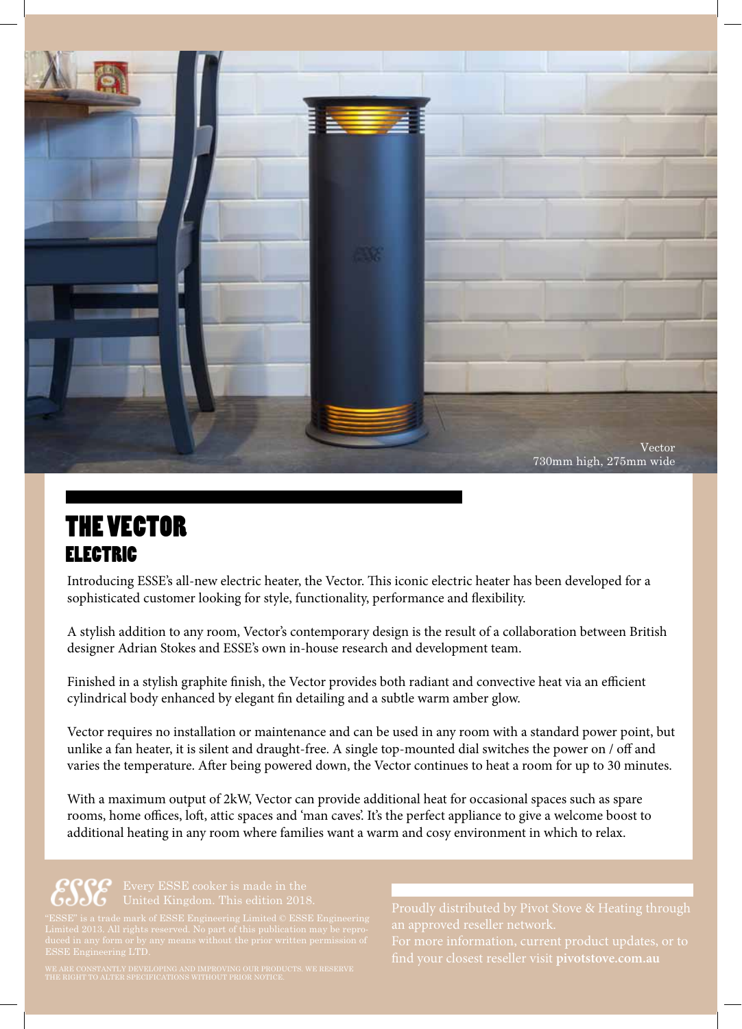Vector
730mm high, 275mm wide

# THE VECTOR

## ELECTRIC

Introducing ESSE's all-new electric heater, the Vector. This iconic electric heater has been developed for a sophisticated customer looking for style, functionality, performance and flexibility.

A stylish addition to any room, Vector's contemporary design is the result of a collaboration between British designer Adrian Stokes and ESSE's own in-house research and development team.

Finished in a stylish graphite finish, the Vector provides both radiant and convective heat via an efficient cylindrical body enhanced by elegant fin detailing and a subtle warm amber glow.

Vector requires no installation or maintenance and can be used in any room with a standard power point, but unlike a fan heater, it is silent and draught-free. A single top-mounted dial switches the power on / off and varies the temperature. After being powered down, the Vector continues to heat a room for up to 30 minutes.

With a maximum output of 2kW, Vector can provide additional heat for occasional spaces such as spare rooms, home offices, loft, attic spaces and 'man caves'. It's the perfect appliance to give a welcome boost to additional heating in any room where families want a warm and cosy environment in which to relax.

ESSE Every ESSE cooker is made in the United Kingdom. This edition 2018.

"ESSE" is a trade mark of ESSE Engineering Limited © ESSE Engineering Limited 2013. All rights reserved. No part of this publication may be reproduced in any form or by any means without the prior written permission of ESSE Engineering LTD.

WE ARE CONSTANTLY DEVELOPING AND IMPROVING OUR PRODUCTS. WE RESERVE THE RIGHT TO ALTER SPECIFICATIONS WITHOUT PRIOR NOTICE.

Proudly distributed by Pivot Stove & Heating through an approved reseller network.
For more information, current product updates, or to find your closest reseller visit **pivotstove.com.au**